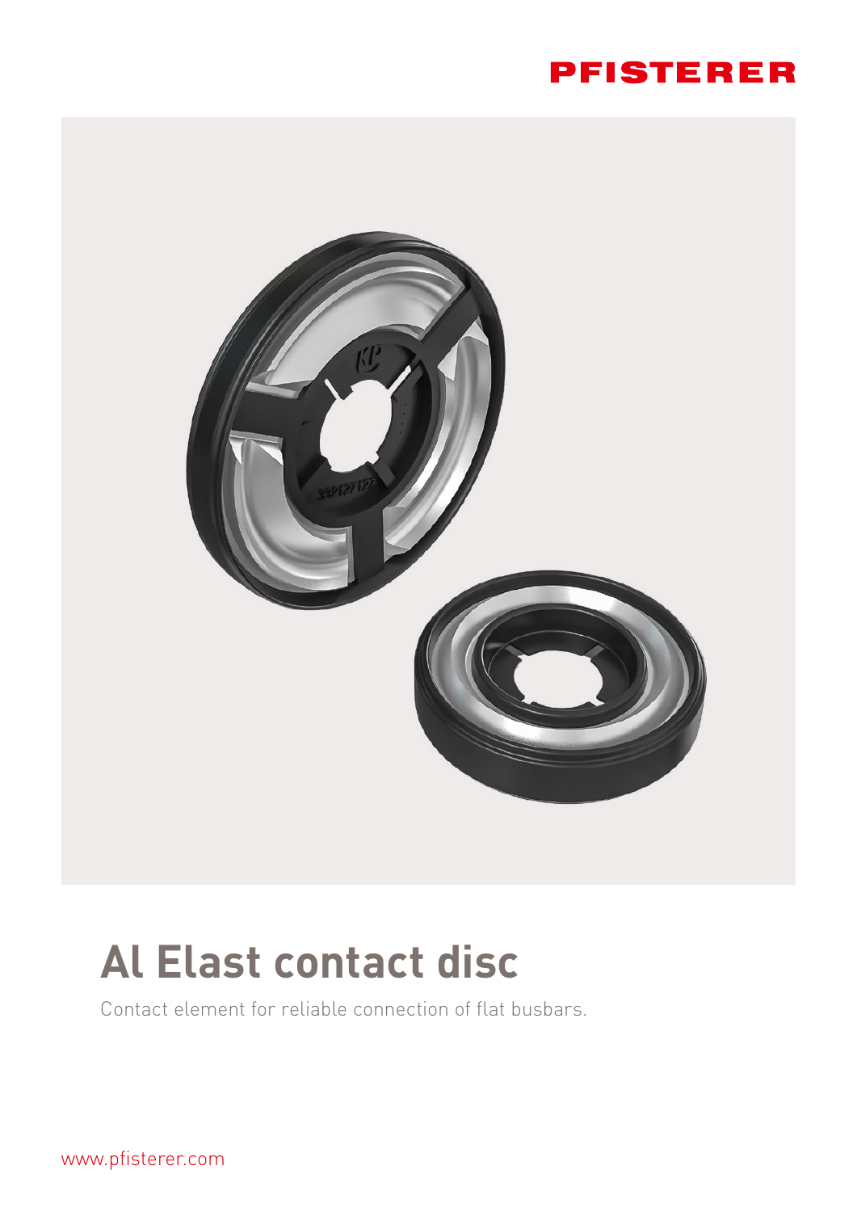PFISTERER

# Al Elast contact disc

Contact element for reliable connection of flat busbars.

www.pfisterer.com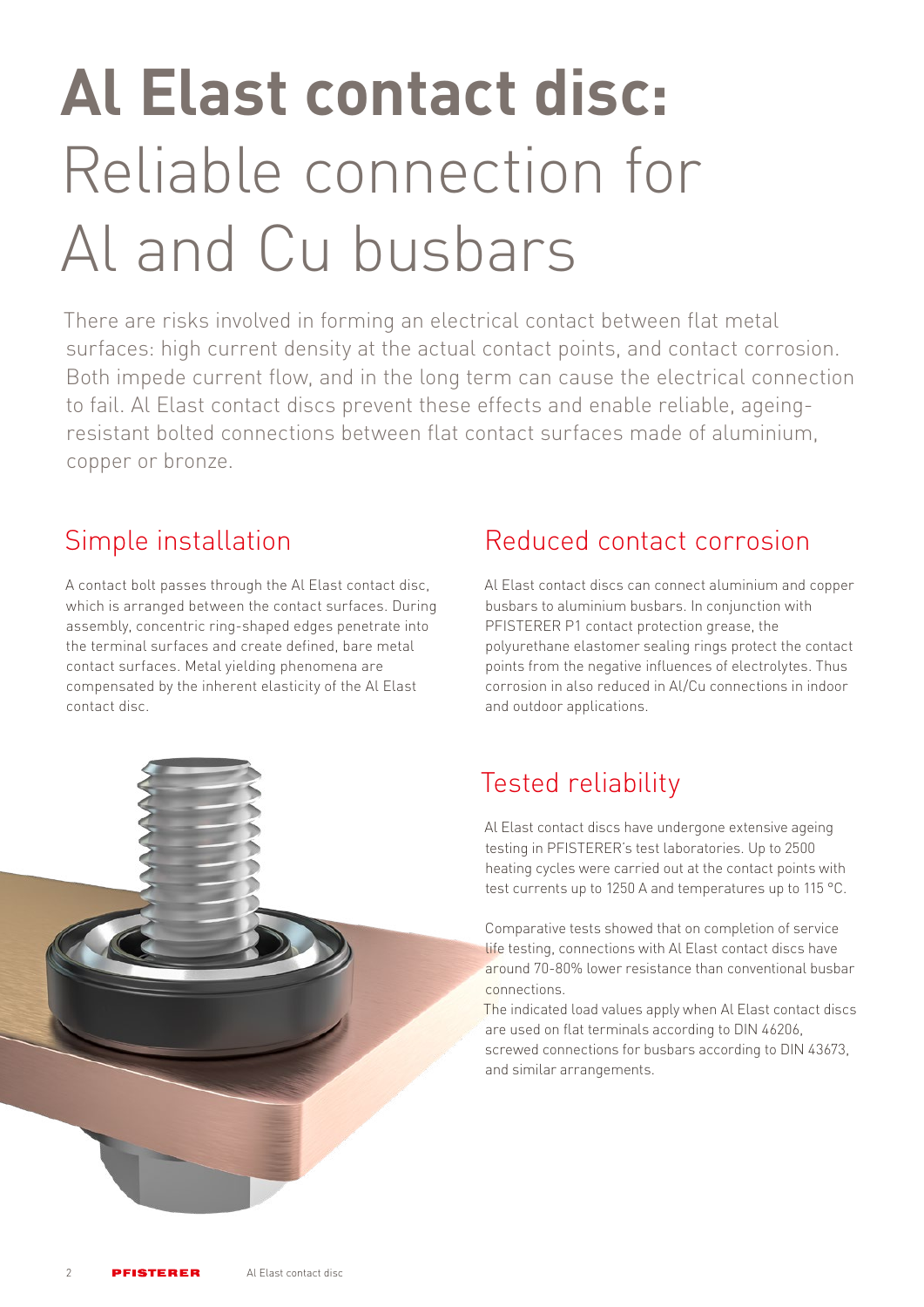# **Al Elast contact disc:** Reliable connection for Al and Cu busbars

There are risks involved in forming an electrical contact between flat metal surfaces: high current density at the actual contact points, and contact corrosion. Both impede current flow, and in the long term can cause the electrical connection to fail. Al Elast contact discs prevent these effects and enable reliable, ageing-resistant bolted connections between flat contact surfaces made of aluminium, copper or bronze.

## Simple installation

A contact bolt passes through the Al Elast contact disc, which is arranged between the contact surfaces. During assembly, concentric ring-shaped edges penetrate into the terminal surfaces and create defined, bare metal contact surfaces. Metal yielding phenomena are compensated by the inherent elasticity of the Al Elast contact disc.

## Reduced contact corrosion

Al Elast contact discs can connect aluminium and copper busbars to aluminium busbars. In conjunction with PFISTERER P1 contact protection grease, the polyurethane elastomer sealing rings protect the contact points from the negative influences of electrolytes. Thus corrosion in also reduced in Al/Cu connections in indoor and outdoor applications.

## Tested reliability

Al Elast contact discs have undergone extensive ageing testing in PFISTERER's test laboratories. Up to 2500 heating cycles were carried out at the contact points with test currents up to 1250 A and temperatures up to 115 °C.

Comparative tests showed that on completion of service life testing, connections with Al Elast contact discs have around 70-80% lower resistance than conventional busbar connections.

The indicated load values apply when Al Elast contact discs are used on flat terminals according to DIN 46206, screwed connections for busbars according to DIN 43673, and similar arrangements.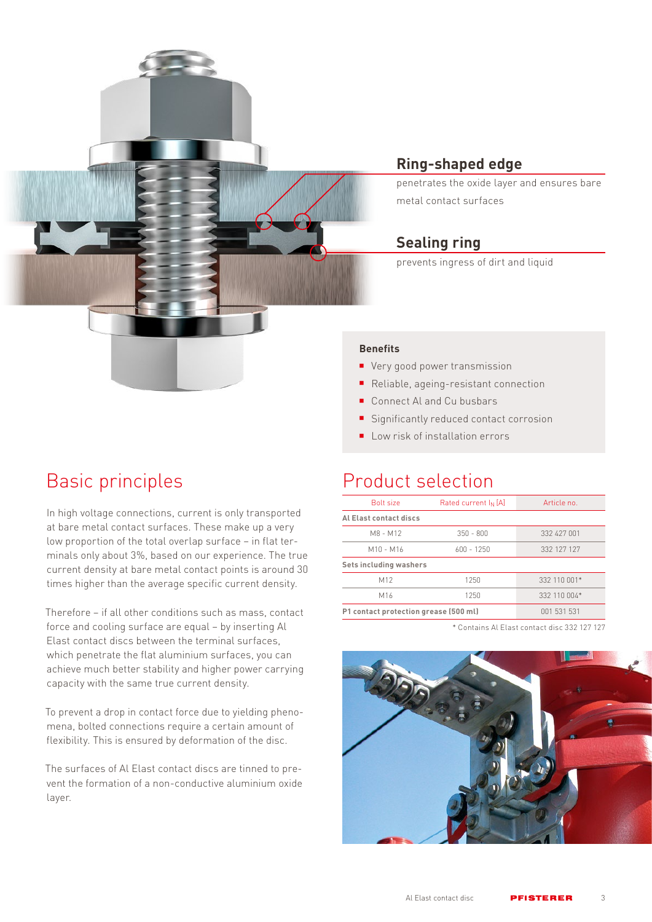## Ring-shaped edge

penetrates the oxide layer and ensures bare metal contact surfaces

## Sealing ring

prevents ingress of dirt and liquid

### Benefits

- Very good power transmission
- Reliable, ageing-resistant connection
- Connect Al and Cu busbars
- Significantly reduced contact corrosion
- Low risk of installation errors

# Basic principles

In high voltage connections, current is only transported at bare metal contact surfaces. These make up a very low proportion of the total overlap surface – in flat terminals only about 3%, based on our experience. The true current density at bare metal contact points is around 30 times higher than the average specific current density.

Therefore – if all other conditions such as mass, contact force and cooling surface are equal – by inserting Al Elast contact discs between the terminal surfaces, which penetrate the flat aluminium surfaces, you can achieve much better stability and higher power carrying capacity with the same true current density.

To prevent a drop in contact force due to yielding phenomena, bolted connections require a certain amount of flexibility. This is ensured by deformation of the disc.

The surfaces of Al Elast contact discs are tinned to prevent the formation of a non-conductive aluminium oxide layer.

# Product selection

| Bolt size | Rated current $I_N$ [A] | Article no. |
|---|---|---|
| **Al Elast contact discs** | | |
| M8 - M12 | 350 - 800 | 332 427 001 |
| M10 - M16 | 600 - 1250 | 332 127 127 |
| **Sets including washers** | | |
| M12 | 1250 | 332 110 001* |
| M16 | 1250 | 332 110 004* |
| **P1 contact protection grease (500 ml)** | | 001 531 531 |

* Contains Al Elast contact disc 332 127 127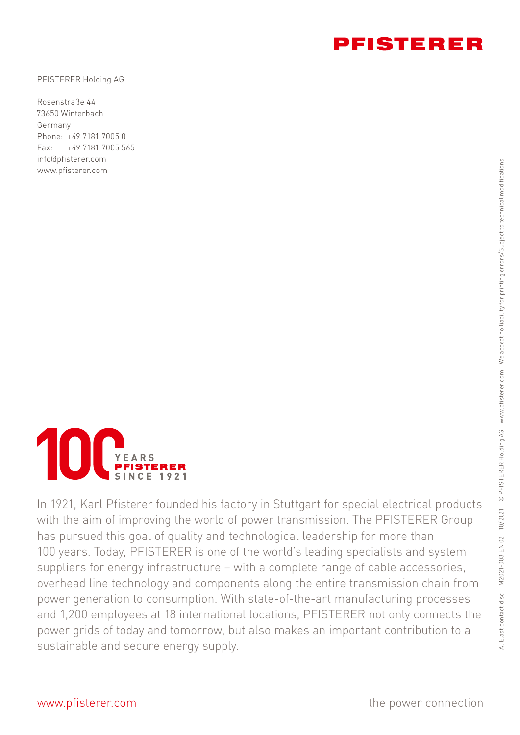PFISTERER

PFISTERER Holding AG

Rosenstraße 44
73650 Winterbach
Germany
Phone: +49 7181 7005 0
Fax: +49 7181 7005 565
info@pfisterer.com
www.pfisterer.com

100 YEARS PFISTERER SINCE 1921

In 1921, Karl Pfisterer founded his factory in Stuttgart for special electrical products with the aim of improving the world of power transmission. The PFISTERER Group has pursued this goal of quality and technological leadership for more than 100 years. Today, PFISTERER is one of the world's leading specialists and system suppliers for energy infrastructure – with a complete range of cable accessories, overhead line technology and components along the entire transmission chain from power generation to consumption. With state-of-the-art manufacturing processes and 1,200 employees at 18 international locations, PFISTERER not only connects the power grids of today and tomorrow, but also makes an important contribution to a sustainable and secure energy supply.

www.pfisterer.com

the power connection

AI Elast contact disc M2021-003 EN 02 10/2021 © PFISTERER Holding AG www.pfisterer.com We accept no liability for printing errors/Subject to technical modifications